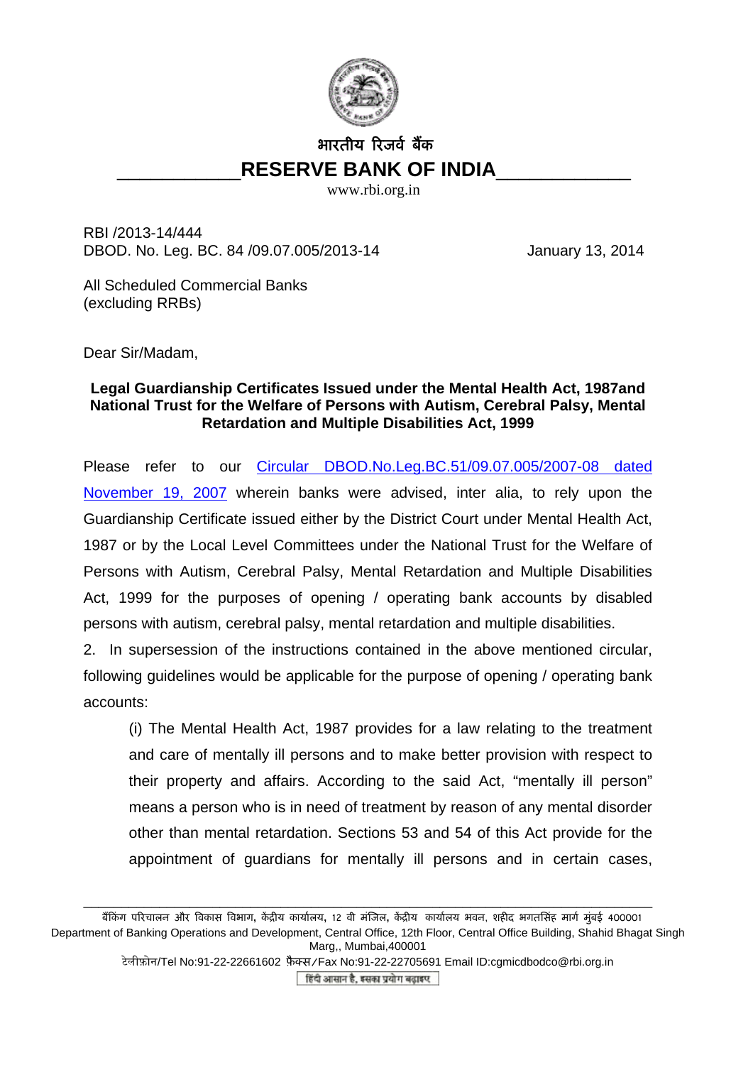भारतीय रिजर्व बैंक

# RESERVE BANK OF INDIA

www.rbi.org.in

RBI /2013-14/444
DBOD. No. Leg. BC. 84 /09.07.005/2013-14 January 13, 2014

All Scheduled Commercial Banks
(excluding RRBs)

Dear Sir/Madam,

**Legal Guardianship Certificates Issued under the Mental Health Act, 1987and National Trust for the Welfare of Persons with Autism, Cerebral Palsy, Mental Retardation and Multiple Disabilities Act, 1999**

Please refer to our Circular DBOD.No.Leg.BC.51/09.07.005/2007-08 dated November 19, 2007 wherein banks were advised, inter alia, to rely upon the Guardianship Certificate issued either by the District Court under Mental Health Act, 1987 or by the Local Level Committees under the National Trust for the Welfare of Persons with Autism, Cerebral Palsy, Mental Retardation and Multiple Disabilities Act, 1999 for the purposes of opening / operating bank accounts by disabled persons with autism, cerebral palsy, mental retardation and multiple disabilities.

2. In supersession of the instructions contained in the above mentioned circular, following guidelines would be applicable for the purpose of opening / operating bank accounts:

(i) The Mental Health Act, 1987 provides for a law relating to the treatment and care of mentally ill persons and to make better provision with respect to their property and affairs. According to the said Act, "mentally ill person" means a person who is in need of treatment by reason of any mental disorder other than mental retardation. Sections 53 and 54 of this Act provide for the appointment of guardians for mentally ill persons and in certain cases,

बैंकिंग परिचालन और विकास विभाग, केंद्रीय कार्यालय, 12 वी मंजिल, केंद्रीय कार्यालय भवन, शहीद भगतसिंह मार्ग मुंबई 400001
Department of Banking Operations and Development, Central Office, 12th Floor, Central Office Building, Shahid Bhagat Singh Marg,, Mumbai,400001
टेलीफ़ोन/Tel No:91-22-22661602 फ़ैक्स/Fax No:91-22-22705691 Email ID:cgmicdbodco@rbi.org.in
हिंदी आसान है, इसका प्रयोग बढ़ाइए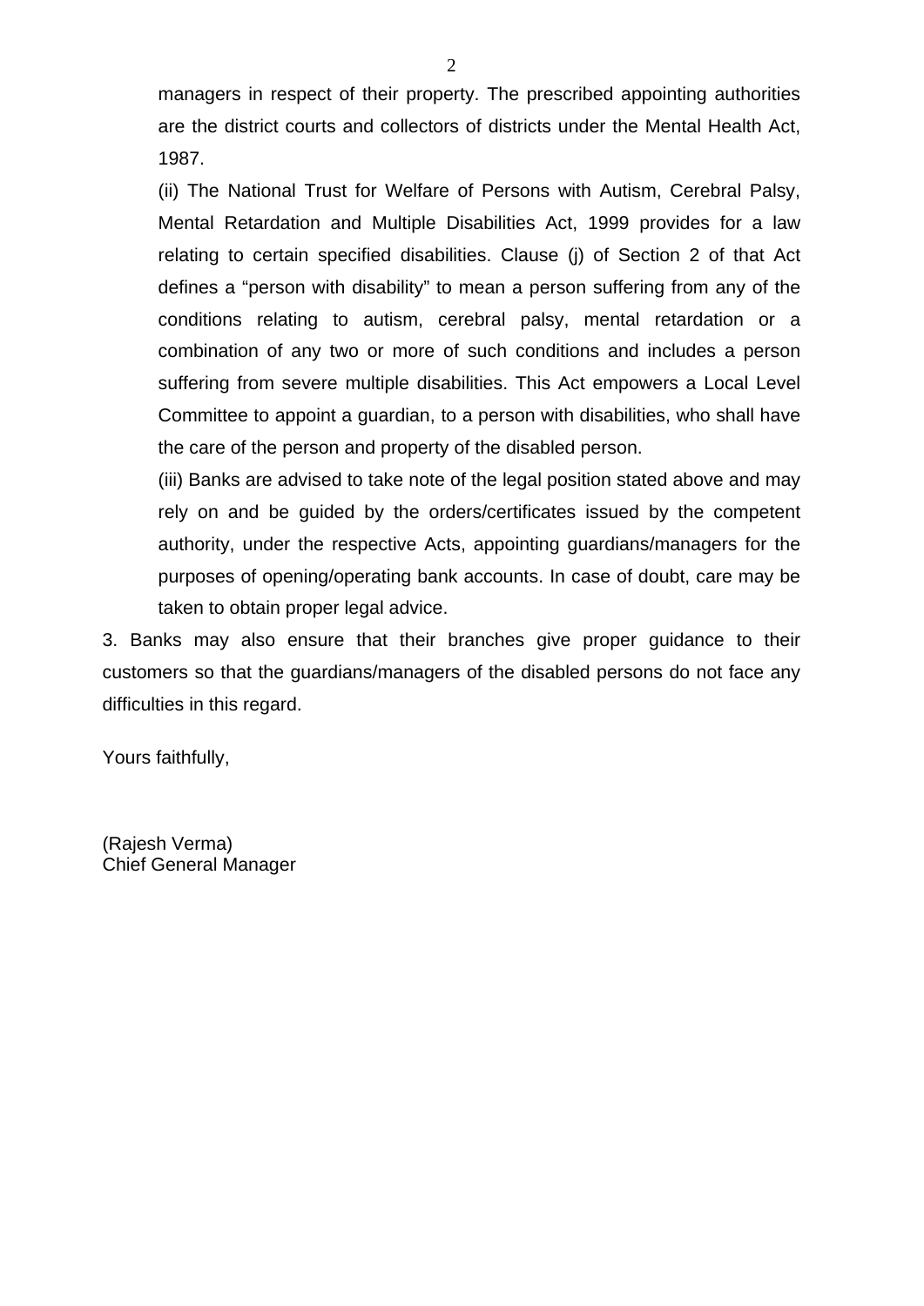managers in respect of their property. The prescribed appointing authorities are the district courts and collectors of districts under the Mental Health Act, 1987.

(ii) The National Trust for Welfare of Persons with Autism, Cerebral Palsy, Mental Retardation and Multiple Disabilities Act, 1999 provides for a law relating to certain specified disabilities. Clause (j) of Section 2 of that Act defines a "person with disability" to mean a person suffering from any of the conditions relating to autism, cerebral palsy, mental retardation or a combination of any two or more of such conditions and includes a person suffering from severe multiple disabilities. This Act empowers a Local Level Committee to appoint a guardian, to a person with disabilities, who shall have the care of the person and property of the disabled person.

(iii) Banks are advised to take note of the legal position stated above and may rely on and be guided by the orders/certificates issued by the competent authority, under the respective Acts, appointing guardians/managers for the purposes of opening/operating bank accounts. In case of doubt, care may be taken to obtain proper legal advice.

3. Banks may also ensure that their branches give proper guidance to their customers so that the guardians/managers of the disabled persons do not face any difficulties in this regard.

Yours faithfully,

(Rajesh Verma)
Chief General Manager